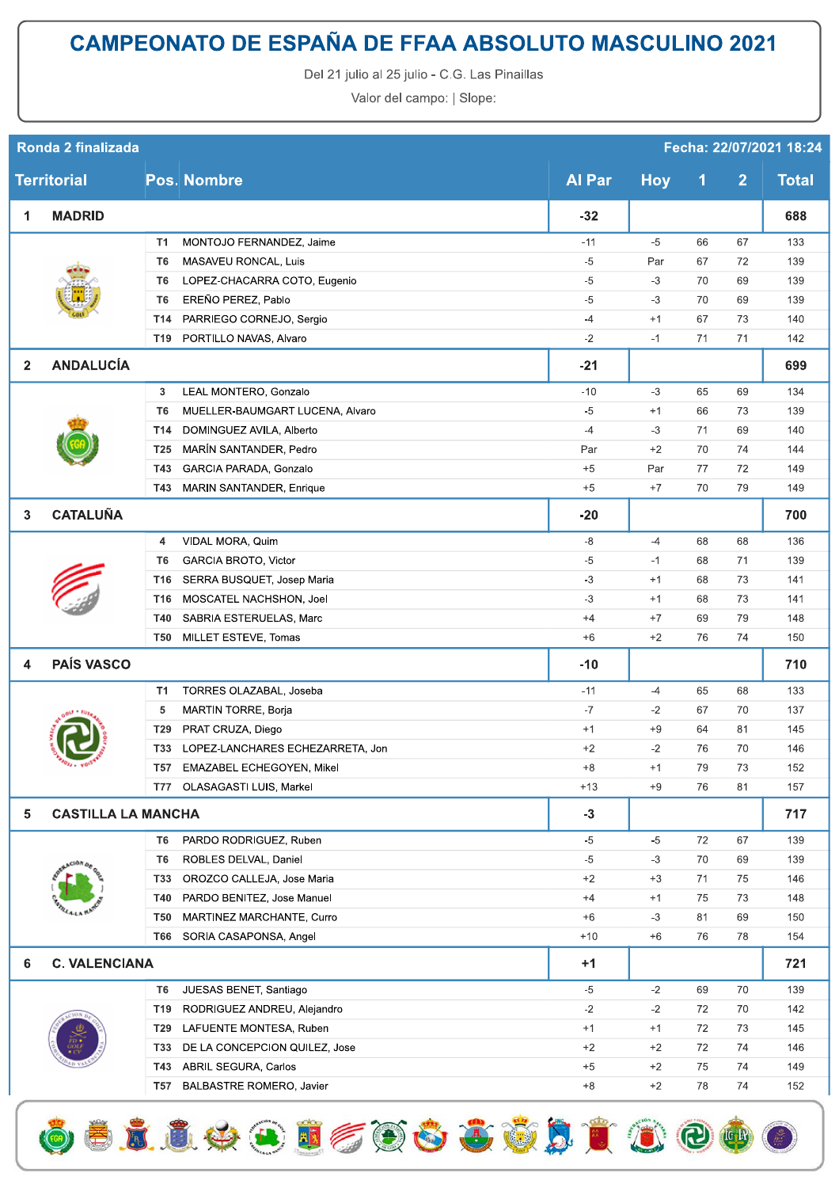# CAMPEONATO DE ESPAÑA DE FFAA ABSOLUTO MASCULINO 2021

Del 21 julio al 25 julio - C.G. Las Pinaillas

Valor del campo: | Slope:

**Ronda 2 finalizada** — **Fecha: 22/07/2021 18:24**

| Territorial | Pos. | Nombre | Al Par | Hoy | 1 | 2 | Total |
|---|---|---|---|---|---|---|---|
| **1 MADRID** | | | **-32** | | | | **688** |
| | T1 | MONTOJO FERNANDEZ, Jaime | -11 | -5 | 66 | 67 | 133 |
| | T6 | MASAVEU RONCAL, Luis | -5 | Par | 67 | 72 | 139 |
| | T6 | LOPEZ-CHACARRA COTO, Eugenio | -5 | -3 | 70 | 69 | 139 |
| | T6 | EREÑO PEREZ, Pablo | -5 | -3 | 70 | 69 | 139 |
| | T14 | PARRIEGO CORNEJO, Sergio | -4 | +1 | 67 | 73 | 140 |
| | T19 | PORTILLO NAVAS, Alvaro | -2 | -1 | 71 | 71 | 142 |
| **2 ANDALUCÍA** | | | **-21** | | | | **699** |
| | 3 | LEAL MONTERO, Gonzalo | -10 | -3 | 65 | 69 | 134 |
| | T6 | MUELLER-BAUMGART LUCENA, Alvaro | -5 | +1 | 66 | 73 | 139 |
| | T14 | DOMINGUEZ AVILA, Alberto | -4 | -3 | 71 | 69 | 140 |
| | T25 | MARÍN SANTANDER, Pedro | Par | +2 | 70 | 74 | 144 |
| | T43 | GARCIA PARADA, Gonzalo | +5 | Par | 77 | 72 | 149 |
| | T43 | MARIN SANTANDER, Enrique | +5 | +7 | 70 | 79 | 149 |
| **3 CATALUÑA** | | | **-20** | | | | **700** |
| | 4 | VIDAL MORA, Quim | -8 | -4 | 68 | 68 | 136 |
| | T6 | GARCIA BROTO, Victor | -5 | -1 | 68 | 71 | 139 |
| | T16 | SERRA BUSQUET, Josep Maria | -3 | +1 | 68 | 73 | 141 |
| | T16 | MOSCATEL NACHSHON, Joel | -3 | +1 | 68 | 73 | 141 |
| | T40 | SABRIA ESTERUELAS, Marc | +4 | +7 | 69 | 79 | 148 |
| | T50 | MILLET ESTEVE, Tomas | +6 | +2 | 76 | 74 | 150 |
| **4 PAÍS VASCO** | | | **-10** | | | | **710** |
| | T1 | TORRES OLAZABAL, Joseba | -11 | -4 | 65 | 68 | 133 |
| | 5 | MARTIN TORRE, Borja | -7 | -2 | 67 | 70 | 137 |
| | T29 | PRAT CRUZA, Diego | +1 | +9 | 64 | 81 | 145 |
| | T33 | LOPEZ-LANCHARES ECHEZARRETA, Jon | +2 | -2 | 76 | 70 | 146 |
| | T57 | EMAZABEL ECHEGOYEN, Mikel | +8 | +1 | 79 | 73 | 152 |
| | T77 | OLASAGASTI LUIS, Markel | +13 | +9 | 76 | 81 | 157 |
| **5 CASTILLA LA MANCHA** | | | **-3** | | | | **717** |
| | T6 | PARDO RODRIGUEZ, Ruben | -5 | -5 | 72 | 67 | 139 |
| | T6 | ROBLES DELVAL, Daniel | -5 | -3 | 70 | 69 | 139 |
| | T33 | OROZCO CALLEJA, Jose Maria | +2 | +3 | 71 | 75 | 146 |
| | T40 | PARDO BENITEZ, Jose Manuel | +4 | +1 | 75 | 73 | 148 |
| | T50 | MARTINEZ MARCHANTE, Curro | +6 | -3 | 81 | 69 | 150 |
| | T66 | SORIA CASAPONSA, Angel | +10 | +6 | 76 | 78 | 154 |
| **6 C. VALENCIANA** | | | **+1** | | | | **721** |
| | T6 | JUESAS BENET, Santiago | -5 | -2 | 69 | 70 | 139 |
| | T19 | RODRIGUEZ ANDREU, Alejandro | -2 | -2 | 72 | 70 | 142 |
| | T29 | LAFUENTE MONTESA, Ruben | +1 | +1 | 72 | 73 | 145 |
| | T33 | DE LA CONCEPCION QUILEZ, Jose | +2 | +2 | 72 | 74 | 146 |
| | T43 | ABRIL SEGURA, Carlos | +5 | +2 | 75 | 74 | 149 |
| | T57 | BALBASTRE ROMERO, Javier | +8 | +2 | 78 | 74 | 152 |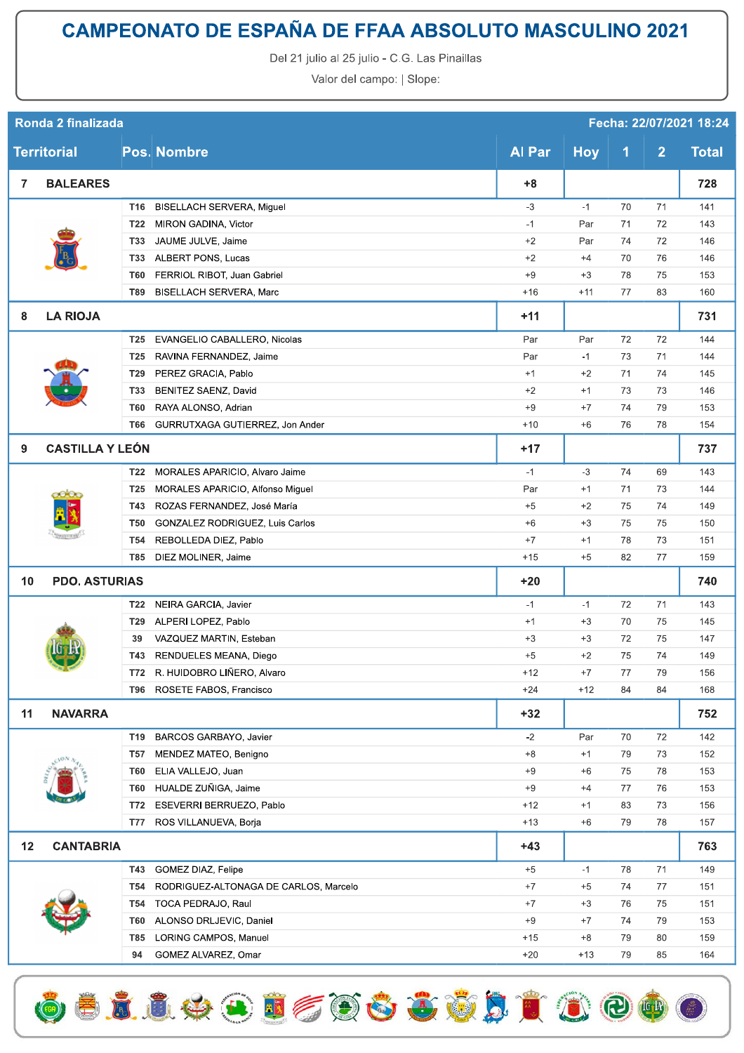# CAMPEONATO DE ESPAÑA DE FFAA ABSOLUTO MASCULINO 2021

Del 21 julio al 25 julio - C.G. Las Pinaillas

Valor del campo: | Slope:

**Ronda 2 finalizada** — **Fecha: 22/07/2021 18:24**

| Territorial | Pos. | Nombre | Al Par | Hoy | 1 | 2 | Total |
|---|---|---|---|---|---|---|---|
| **7** | | **BALEARES** | **+8** | | | | **728** |
| | T16 | BISELLACH SERVERA, Miguel | -3 | -1 | 70 | 71 | 141 |
| | T22 | MIRON GADINA, Victor | -1 | Par | 71 | 72 | 143 |
| | T33 | JAUME JULVE, Jaime | +2 | Par | 74 | 72 | 146 |
| | T33 | ALBERT PONS, Lucas | +2 | +4 | 70 | 76 | 146 |
| | T60 | FERRIOL RIBOT, Juan Gabriel | +9 | +3 | 78 | 75 | 153 |
| | T89 | BISELLACH SERVERA, Marc | +16 | +11 | 77 | 83 | 160 |
| **8** | | **LA RIOJA** | **+11** | | | | **731** |
| | T25 | EVANGELIO CABALLERO, Nicolas | Par | Par | 72 | 72 | 144 |
| | T25 | RAVINA FERNANDEZ, Jaime | Par | -1 | 73 | 71 | 144 |
| | T29 | PEREZ GRACIA, Pablo | +1 | +2 | 71 | 74 | 145 |
| | T33 | BENITEZ SAENZ, David | +2 | +1 | 73 | 73 | 146 |
| | T60 | RAYA ALONSO, Adrian | +9 | +7 | 74 | 79 | 153 |
| | T66 | GURRUTXAGA GUTIERREZ, Jon Ander | +10 | +6 | 76 | 78 | 154 |
| **9** | | **CASTILLA Y LEÓN** | **+17** | | | | **737** |
| | T22 | MORALES APARICIO, Alvaro Jaime | -1 | -3 | 74 | 69 | 143 |
| | T25 | MORALES APARICIO, Alfonso Miguel | Par | +1 | 71 | 73 | 144 |
| | T43 | ROZAS FERNANDEZ, José María | +5 | +2 | 75 | 74 | 149 |
| | T50 | GONZALEZ RODRIGUEZ, Luis Carlos | +6 | +3 | 75 | 75 | 150 |
| | T54 | REBOLLEDA DIEZ, Pablo | +7 | +1 | 78 | 73 | 151 |
| | T85 | DIEZ MOLINER, Jaime | +15 | +5 | 82 | 77 | 159 |
| **10** | | **PDO. ASTURIAS** | **+20** | | | | **740** |
| | T22 | NEIRA GARCIA, Javier | -1 | -1 | 72 | 71 | 143 |
| | T29 | ALPERI LOPEZ, Pablo | +1 | +3 | 70 | 75 | 145 |
| | 39 | VAZQUEZ MARTIN, Esteban | +3 | +3 | 72 | 75 | 147 |
| | T43 | RENDUELES MEANA, Diego | +5 | +2 | 75 | 74 | 149 |
| | T72 | R. HUIDOBRO LIÑERO, Alvaro | +12 | +7 | 77 | 79 | 156 |
| | T96 | ROSETE FABOS, Francisco | +24 | +12 | 84 | 84 | 168 |
| **11** | | **NAVARRA** | **+32** | | | | **752** |
| | T19 | BARCOS GARBAYO, Javier | -2 | Par | 70 | 72 | 142 |
| | T57 | MENDEZ MATEO, Benigno | +8 | +1 | 79 | 73 | 152 |
| | T60 | ELIA VALLEJO, Juan | +9 | +6 | 75 | 78 | 153 |
| | T60 | HUALDE ZUÑIGA, Jaime | +9 | +4 | 77 | 76 | 153 |
| | T72 | ESEVERRI BERRUEZO, Pablo | +12 | +1 | 83 | 73 | 156 |
| | T77 | ROS VILLANUEVA, Borja | +13 | +6 | 79 | 78 | 157 |
| **12** | | **CANTABRIA** | **+43** | | | | **763** |
| | T43 | GOMEZ DIAZ, Felipe | +5 | -1 | 78 | 71 | 149 |
| | T54 | RODRIGUEZ-ALTONAGA DE CARLOS, Marcelo | +7 | +5 | 74 | 77 | 151 |
| | T54 | TOCA PEDRAJO, Raul | +7 | +3 | 76 | 75 | 151 |
| | T60 | ALONSO DRLJEVIC, Daniel | +9 | +7 | 74 | 79 | 153 |
| | T85 | LORING CAMPOS, Manuel | +15 | +8 | 79 | 80 | 159 |
| | 94 | GOMEZ ALVAREZ, Omar | +20 | +13 | 79 | 85 | 164 |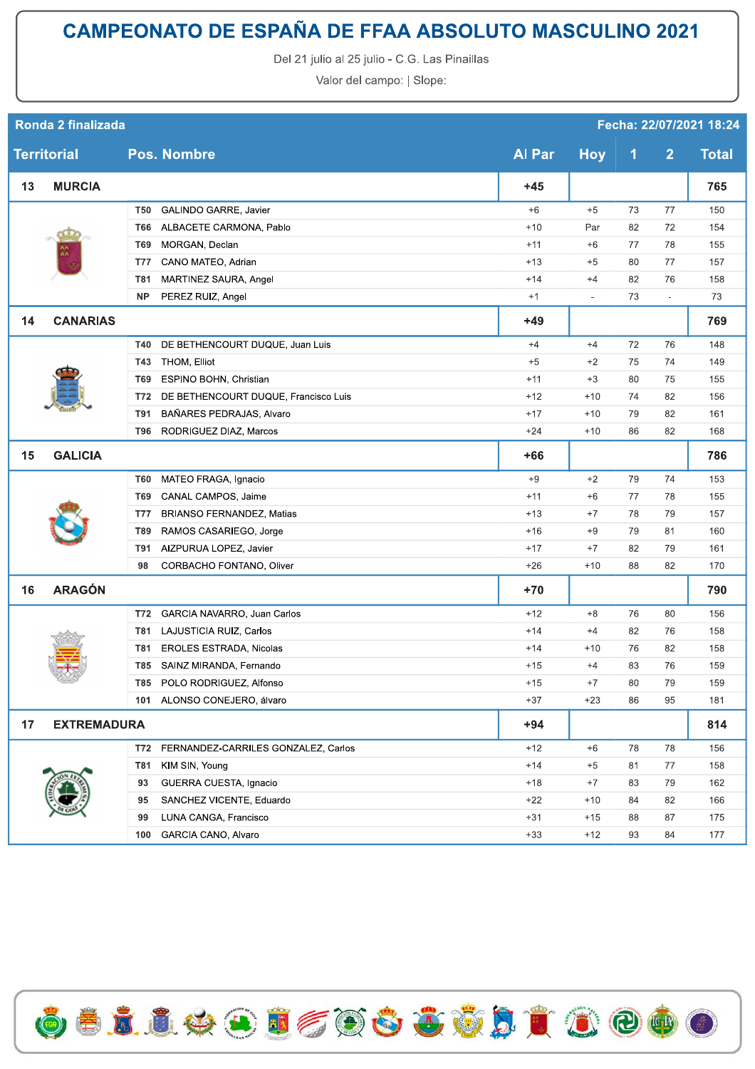# CAMPEONATO DE ESPAÑA DE FFAA ABSOLUTO MASCULINO 2021

Del 21 julio al 25 julio - C.G. Las Pinaillas

Valor del campo: | Slope:

**Ronda 2 finalizada** — **Fecha: 22/07/2021 18:24**

| Territorial | Pos. | Nombre | Al Par | Hoy | 1 | 2 | Total |
|---|---|---|---|---|---|---|---|
| **13** | | **MURCIA** | **+45** | | | | **765** |
| | T50 | GALINDO GARRE, Javier | +6 | +5 | 73 | 77 | 150 |
| | T66 | ALBACETE CARMONA, Pablo | +10 | Par | 82 | 72 | 154 |
| | T69 | MORGAN, Declan | +11 | +6 | 77 | 78 | 155 |
| | T77 | CANO MATEO, Adrian | +13 | +5 | 80 | 77 | 157 |
| | T81 | MARTINEZ SAURA, Angel | +14 | +4 | 82 | 76 | 158 |
| | NP | PEREZ RUIZ, Angel | +1 | - | 73 | - | 73 |
| **14** | | **CANARIAS** | **+49** | | | | **769** |
| | T40 | DE BETHENCOURT DUQUE, Juan Luis | +4 | +4 | 72 | 76 | 148 |
| | T43 | THOM, Elliot | +5 | +2 | 75 | 74 | 149 |
| | T69 | ESPINO BOHN, Christian | +11 | +3 | 80 | 75 | 155 |
| | T72 | DE BETHENCOURT DUQUE, Francisco Luis | +12 | +10 | 74 | 82 | 156 |
| | T91 | BAÑARES PEDRAJAS, Alvaro | +17 | +10 | 79 | 82 | 161 |
| | T96 | RODRIGUEZ DIAZ, Marcos | +24 | +10 | 86 | 82 | 168 |
| **15** | | **GALICIA** | **+66** | | | | **786** |
| | T60 | MATEO FRAGA, Ignacio | +9 | +2 | 79 | 74 | 153 |
| | T69 | CANAL CAMPOS, Jaime | +11 | +6 | 77 | 78 | 155 |
| | T77 | BRIANSO FERNANDEZ, Matias | +13 | +7 | 78 | 79 | 157 |
| | T89 | RAMOS CASARIEGO, Jorge | +16 | +9 | 79 | 81 | 160 |
| | T91 | AIZPURUA LOPEZ, Javier | +17 | +7 | 82 | 79 | 161 |
| | 98 | CORBACHO FONTANO, Oliver | +26 | +10 | 88 | 82 | 170 |
| **16** | | **ARAGÓN** | **+70** | | | | **790** |
| | T72 | GARCIA NAVARRO, Juan Carlos | +12 | +8 | 76 | 80 | 156 |
| | T81 | LAJUSTICIA RUIZ, Carlos | +14 | +4 | 82 | 76 | 158 |
| | T81 | EROLES ESTRADA, Nicolas | +14 | +10 | 76 | 82 | 158 |
| | T85 | SAINZ MIRANDA, Fernando | +15 | +4 | 83 | 76 | 159 |
| | T85 | POLO RODRIGUEZ, Alfonso | +15 | +7 | 80 | 79 | 159 |
| | 101 | ALONSO CONEJERO, álvaro | +37 | +23 | 86 | 95 | 181 |
| **17** | | **EXTREMADURA** | **+94** | | | | **814** |
| | T72 | FERNANDEZ-CARRILES GONZALEZ, Carlos | +12 | +6 | 78 | 78 | 156 |
| | T81 | KIM SIN, Young | +14 | +5 | 81 | 77 | 158 |
| | 93 | GUERRA CUESTA, Ignacio | +18 | +7 | 83 | 79 | 162 |
| | 95 | SANCHEZ VICENTE, Eduardo | +22 | +10 | 84 | 82 | 166 |
| | 99 | LUNA CANGA, Francisco | +31 | +15 | 88 | 87 | 175 |
| | 100 | GARCIA CANO, Alvaro | +33 | +12 | 93 | 84 | 177 |